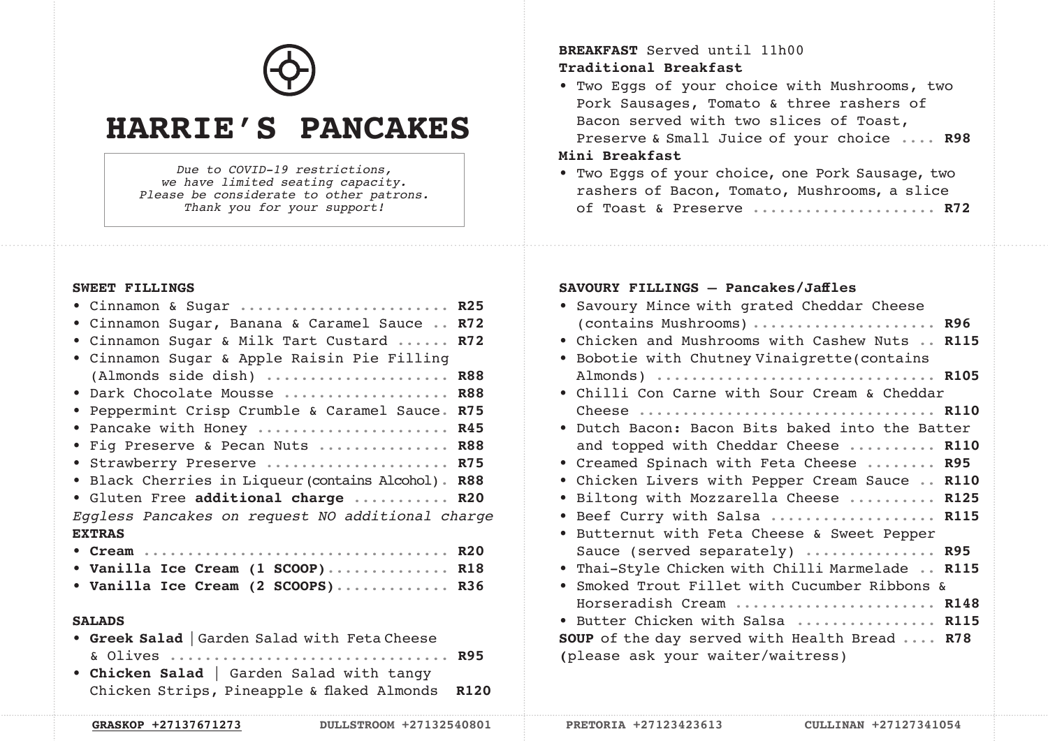# HARRIE'S PANCAKES

*Due to COVID-19 restrictions, we have limited seating capacity. Please be considerate to other patrons. Thank you for your support!*

**BREAKFAST** Served until 11h00

**Traditional Breakfast**

- Two Eggs of your choice with Mushrooms, two Pork Sausages, Tomato & three rashers of Bacon served with two slices of Toast, Preserve & Small Juice of your choice .... **R98**

**Mini Breakfast**

- Two Eggs of your choice, one Pork Sausage, two rashers of Bacon, Tomato, Mushrooms, a slice of Toast & Preserve .................... **R72**

**SWEET FILLINGS**

- Cinnamon & Sugar ........................ **R25**
- Cinnamon Sugar, Banana & Caramel Sauce .. **R72**
- Cinnamon Sugar & Milk Tart Custard ...... **R72**
- Cinnamon Sugar & Apple Raisin Pie Filling (Almonds side dish) ..................... **R88**
- Dark Chocolate Mousse ................... **R88**
- Peppermint Crisp Crumble & Caramel Sauce. **R75**
- Pancake with Honey ...................... **R45**
- Fig Preserve & Pecan Nuts ............... **R88**
- Strawberry Preserve ..................... **R75**
- Black Cherries in Liqueur (contains Alcohol). **R88**
- Gluten Free **additional charge** ........... **R20**

*Eggless Pancakes on request NO additional charge*

**EXTRAS**

- **Cream** ................................... **R20**
- **Vanilla Ice Cream (1 SCOOP)**.............. **R18**
- **Vanilla Ice Cream (2 SCOOPS)**............. **R36**

**SALADS**

- **Greek Salad** | Garden Salad with Feta Cheese & Olives ................................ **R95**
- **Chicken Salad** | Garden Salad with tangy Chicken Strips, Pineapple & flaked Almonds **R120**

**SAVOURY FILLINGS – Pancakes/Jaffles**

- Savoury Mince with grated Cheddar Cheese (contains Mushrooms) ..................... **R96**
- Chicken and Mushrooms with Cashew Nuts .. **R115**
- Bobotie with Chutney Vinaigrette (contains Almonds) ................................ **R105**
- Chilli Con Carne with Sour Cream & Cheddar Cheese .................................. **R110**
- Dutch Bacon: Bacon Bits baked into the Batter and topped with Cheddar Cheese .......... **R110**
- Creamed Spinach with Feta Cheese ........ **R95**
- Chicken Livers with Pepper Cream Sauce .. **R110**
- Biltong with Mozzarella Cheese .......... **R125**
- Beef Curry with Salsa ................... **R115**
- Butternut with Feta Cheese & Sweet Pepper Sauce (served separately) ............... **R95**
- Thai-Style Chicken with Chilli Marmelade .. **R115**
- Smoked Trout Fillet with Cucumber Ribbons & Horseradish Cream ....................... **R148**
- Butter Chicken with Salsa ................ **R115**

**SOUP** of the day served with Health Bread .... **R78**
(please ask your waiter/waitress)

**GRASKOP +27137671273** | **DULLSTROOM +27132540801** | **PRETORIA +27123423613** | **CULLINAN +27127341054**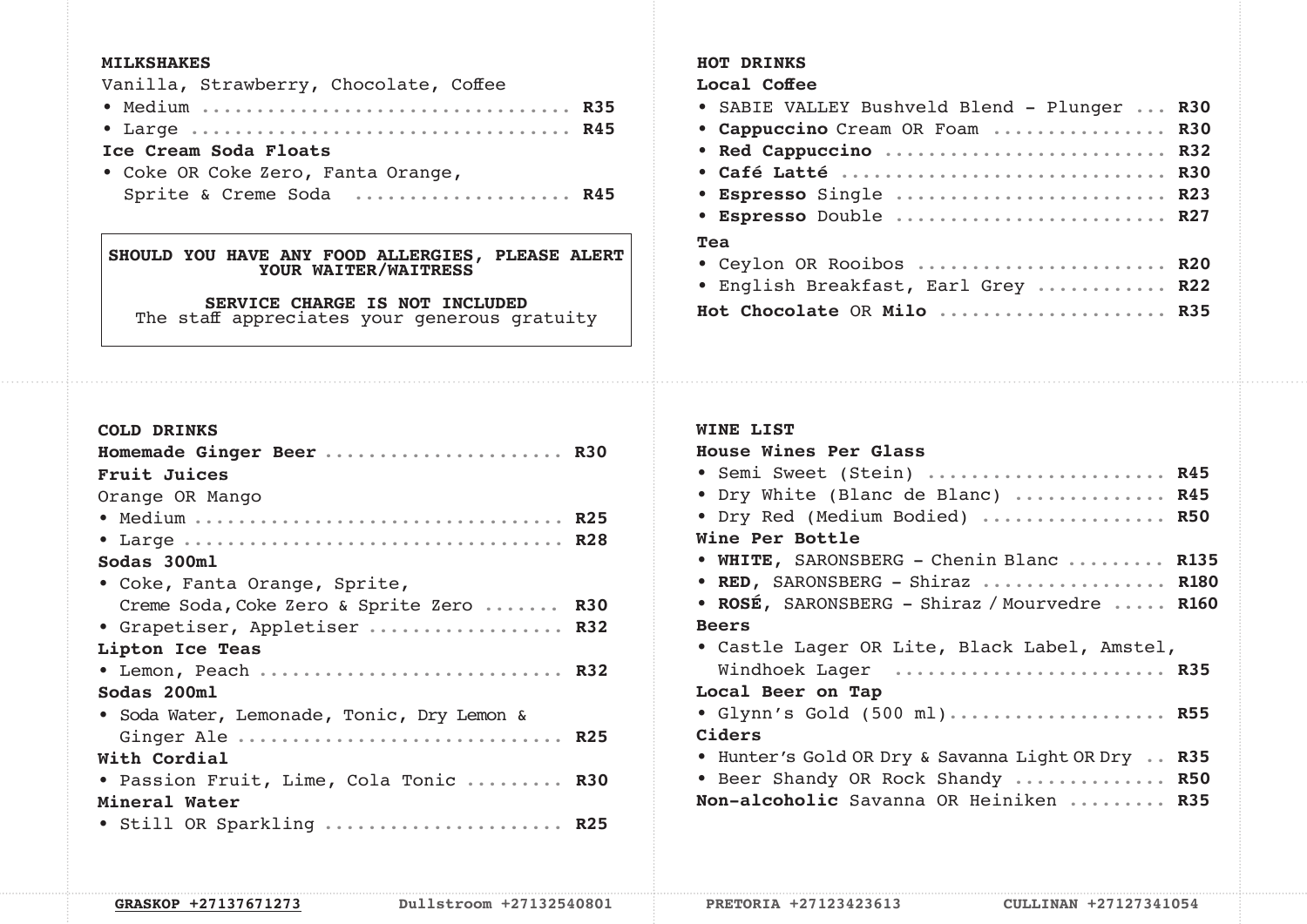## MILKSHAKES

Vanilla, Strawberry, Chocolate, Coffee

- Medium .................................. **R35**
- Large ................................... **R45**

**Ice Cream Soda Floats**

- Coke OR Coke Zero, Fanta Orange, Sprite & Creme Soda .................... **R45**

**SHOULD YOU HAVE ANY FOOD ALLERGIES, PLEASE ALERT YOUR WAITER/WAITRESS**

**SERVICE CHARGE IS NOT INCLUDED**
The staff appreciates your generous gratuity

## COLD DRINKS

**Homemade Ginger Beer** ...................... **R30**

**Fruit Juices**

Orange OR Mango

- Medium .................................. **R25**
- Large ................................... **R28**

**Sodas 300ml**

- Coke, Fanta Orange, Sprite, Creme Soda, Coke Zero & Sprite Zero ....... **R30**
- Grapetiser, Appletiser .................. **R32**

**Lipton Ice Teas**

- Lemon, Peach ............................ **R32**

**Sodas 200ml**

- Soda Water, Lemonade, Tonic, Dry Lemon & Ginger Ale .............................. **R25**

**With Cordial**

- Passion Fruit, Lime, Cola Tonic ......... **R30**

**Mineral Water**

- Still OR Sparkling ...................... **R25**

## HOT DRINKS

**Local Coffee**

- SABIE VALLEY Bushveld Blend - Plunger ... **R30**
- **Cappuccino** Cream OR Foam ................ **R30**
- **Red Cappuccino** .......................... **R32**
- **Café Latté** .............................. **R30**
- **Espresso** Single ......................... **R23**
- **Espresso** Double ......................... **R27**

**Tea**

- Ceylon OR Rooibos ........................ **R20**
- English Breakfast, Earl Grey ............ **R22**

**Hot Chocolate** OR **Milo** ..................... **R35**

## WINE LIST

**House Wines Per Glass**

- Semi Sweet (Stein) ...................... **R45**
- Dry White (Blanc de Blanc) .............. **R45**
- Dry Red (Medium Bodied) ................. **R50**

**Wine Per Bottle**

- **WHITE**, SARONSBERG - Chenin Blanc ......... **R135**
- **RED**, SARONSBERG - Shiraz ................. **R180**
- **ROSÉ**, SARONSBERG - Shiraz / Mourvedre ..... **R160**

**Beers**

- Castle Lager OR Lite, Black Label, Amstel, Windhoek Lager ......................... **R35**

**Local Beer on Tap**

- Glynn's Gold (500 ml).................... **R55**

**Ciders**

- Hunter's Gold OR Dry & Savanna Light OR Dry .. **R35**
- Beer Shandy OR Rock Shandy .............. **R50**

**Non-alcoholic** Savanna OR Heiniken ......... **R35**

GRASKOP +27137671273 Dullstroom +27132540801 PRETORIA +27123423613 CULLINAN +27127341054